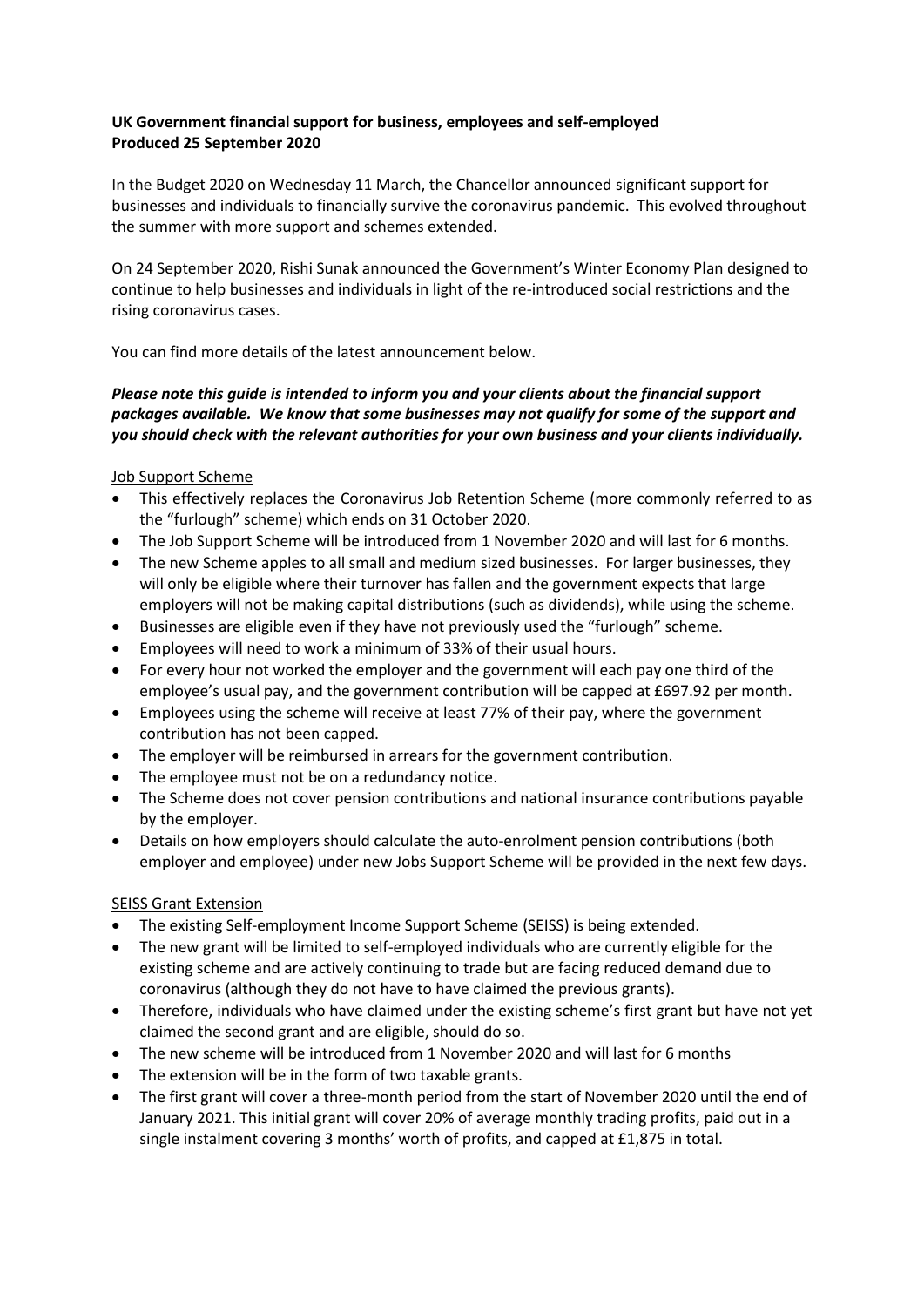**UK Government financial support for business, employees and self-employed**
**Produced 25 September 2020**

In the Budget 2020 on Wednesday 11 March, the Chancellor announced significant support for businesses and individuals to financially survive the coronavirus pandemic. This evolved throughout the summer with more support and schemes extended.

On 24 September 2020, Rishi Sunak announced the Government's Winter Economy Plan designed to continue to help businesses and individuals in light of the re-introduced social restrictions and the rising coronavirus cases.

You can find more details of the latest announcement below.

***Please note this guide is intended to inform you and your clients about the financial support packages available. We know that some businesses may not qualify for some of the support and you should check with the relevant authorities for your own business and your clients individually.***

<u>Job Support Scheme</u>

- This effectively replaces the Coronavirus Job Retention Scheme (more commonly referred to as the "furlough" scheme) which ends on 31 October 2020.
- The Job Support Scheme will be introduced from 1 November 2020 and will last for 6 months.
- The new Scheme apples to all small and medium sized businesses. For larger businesses, they will only be eligible where their turnover has fallen and the government expects that large employers will not be making capital distributions (such as dividends), while using the scheme.
- Businesses are eligible even if they have not previously used the "furlough" scheme.
- Employees will need to work a minimum of 33% of their usual hours.
- For every hour not worked the employer and the government will each pay one third of the employee's usual pay, and the government contribution will be capped at £697.92 per month.
- Employees using the scheme will receive at least 77% of their pay, where the government contribution has not been capped.
- The employer will be reimbursed in arrears for the government contribution.
- The employee must not be on a redundancy notice.
- The Scheme does not cover pension contributions and national insurance contributions payable by the employer.
- Details on how employers should calculate the auto-enrolment pension contributions (both employer and employee) under new Jobs Support Scheme will be provided in the next few days.

<u>SEISS Grant Extension</u>

- The existing Self-employment Income Support Scheme (SEISS) is being extended.
- The new grant will be limited to self-employed individuals who are currently eligible for the existing scheme and are actively continuing to trade but are facing reduced demand due to coronavirus (although they do not have to have claimed the previous grants).
- Therefore, individuals who have claimed under the existing scheme's first grant but have not yet claimed the second grant and are eligible, should do so.
- The new scheme will be introduced from 1 November 2020 and will last for 6 months
- The extension will be in the form of two taxable grants.
- The first grant will cover a three-month period from the start of November 2020 until the end of January 2021. This initial grant will cover 20% of average monthly trading profits, paid out in a single instalment covering 3 months' worth of profits, and capped at £1,875 in total.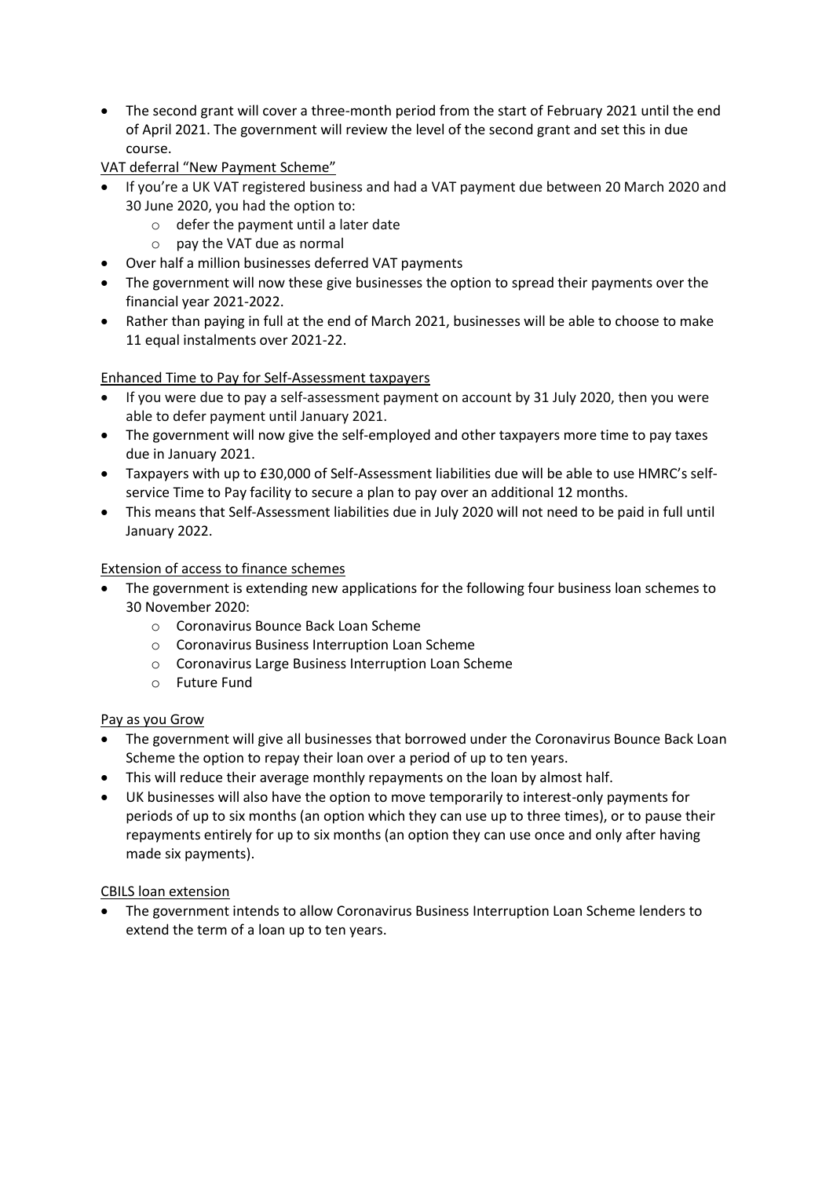- The second grant will cover a three-month period from the start of February 2021 until the end of April 2021. The government will review the level of the second grant and set this in due course.

VAT deferral "New Payment Scheme"

- If you're a UK VAT registered business and had a VAT payment due between 20 March 2020 and 30 June 2020, you had the option to:
    - defer the payment until a later date
    - pay the VAT due as normal
- Over half a million businesses deferred VAT payments
- The government will now these give businesses the option to spread their payments over the financial year 2021-2022.
- Rather than paying in full at the end of March 2021, businesses will be able to choose to make 11 equal instalments over 2021-22.

Enhanced Time to Pay for Self-Assessment taxpayers

- If you were due to pay a self-assessment payment on account by 31 July 2020, then you were able to defer payment until January 2021.
- The government will now give the self-employed and other taxpayers more time to pay taxes due in January 2021.
- Taxpayers with up to £30,000 of Self-Assessment liabilities due will be able to use HMRC's self-service Time to Pay facility to secure a plan to pay over an additional 12 months.
- This means that Self-Assessment liabilities due in July 2020 will not need to be paid in full until January 2022.

Extension of access to finance schemes

- The government is extending new applications for the following four business loan schemes to 30 November 2020:
    - Coronavirus Bounce Back Loan Scheme
    - Coronavirus Business Interruption Loan Scheme
    - Coronavirus Large Business Interruption Loan Scheme
    - Future Fund

Pay as you Grow

- The government will give all businesses that borrowed under the Coronavirus Bounce Back Loan Scheme the option to repay their loan over a period of up to ten years.
- This will reduce their average monthly repayments on the loan by almost half.
- UK businesses will also have the option to move temporarily to interest-only payments for periods of up to six months (an option which they can use up to three times), or to pause their repayments entirely for up to six months (an option they can use once and only after having made six payments).

CBILS loan extension

- The government intends to allow Coronavirus Business Interruption Loan Scheme lenders to extend the term of a loan up to ten years.